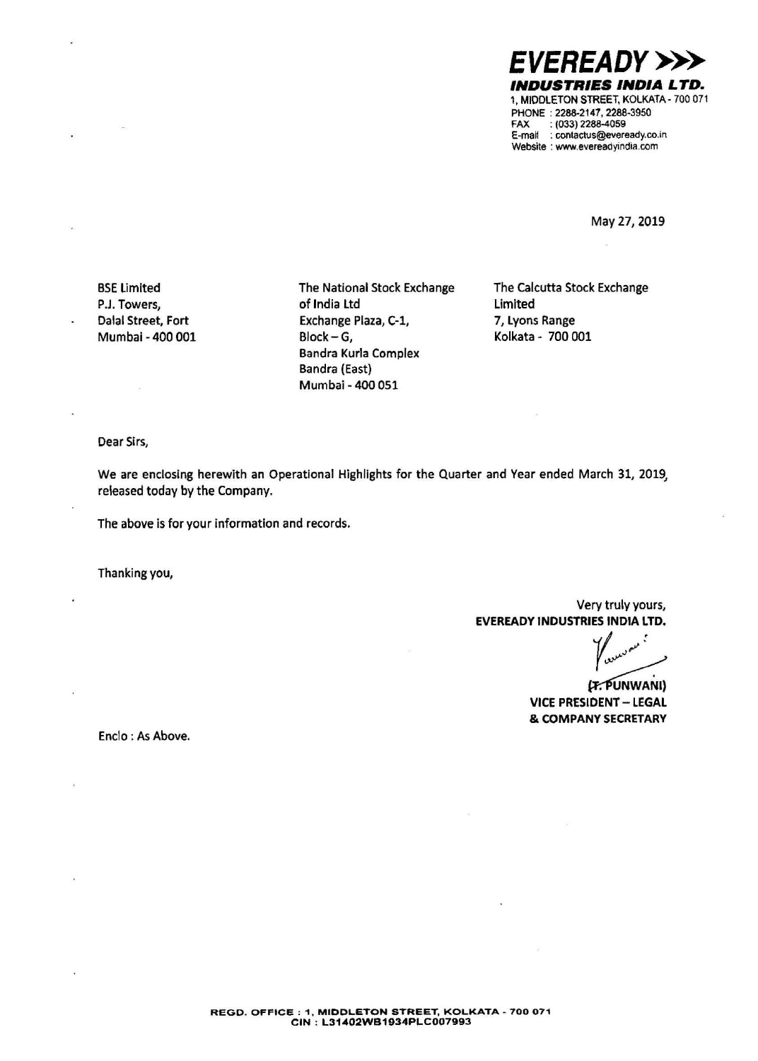**EVEREADY >>>**
***INDUSTRIES INDIA LTD.***
1, MIDDLETON STREET, KOLKATA - 700 071
PHONE : 2288-2147, 2288-3950
FAX : (033) 2288-4059
E-mail : contactus@eveready.co.in
Website : www.evereadyindia.com

May 27, 2019

BSE Limited
P.J. Towers,
Dalal Street, Fort
Mumbai - 400 001

The National Stock Exchange
of India Ltd
Exchange Plaza, C-1,
Block – G,
Bandra Kurla Complex
Bandra (East)
Mumbai - 400 051

The Calcutta Stock Exchange
Limited
7, Lyons Range
Kolkata - 700 001

Dear Sirs,

We are enclosing herewith an Operational Highlights for the Quarter and Year ended March 31, 2019, released today by the Company.

The above is for your information and records.

Thanking you,

Very truly yours,
**EVEREADY INDUSTRIES INDIA LTD.**

**(T. PUNWANI)**
**VICE PRESIDENT – LEGAL**
**& COMPANY SECRETARY**

Enclo : As Above.

**REGD. OFFICE : 1, MIDDLETON STREET, KOLKATA - 700 071**
**CIN : L31402WB1934PLC007993**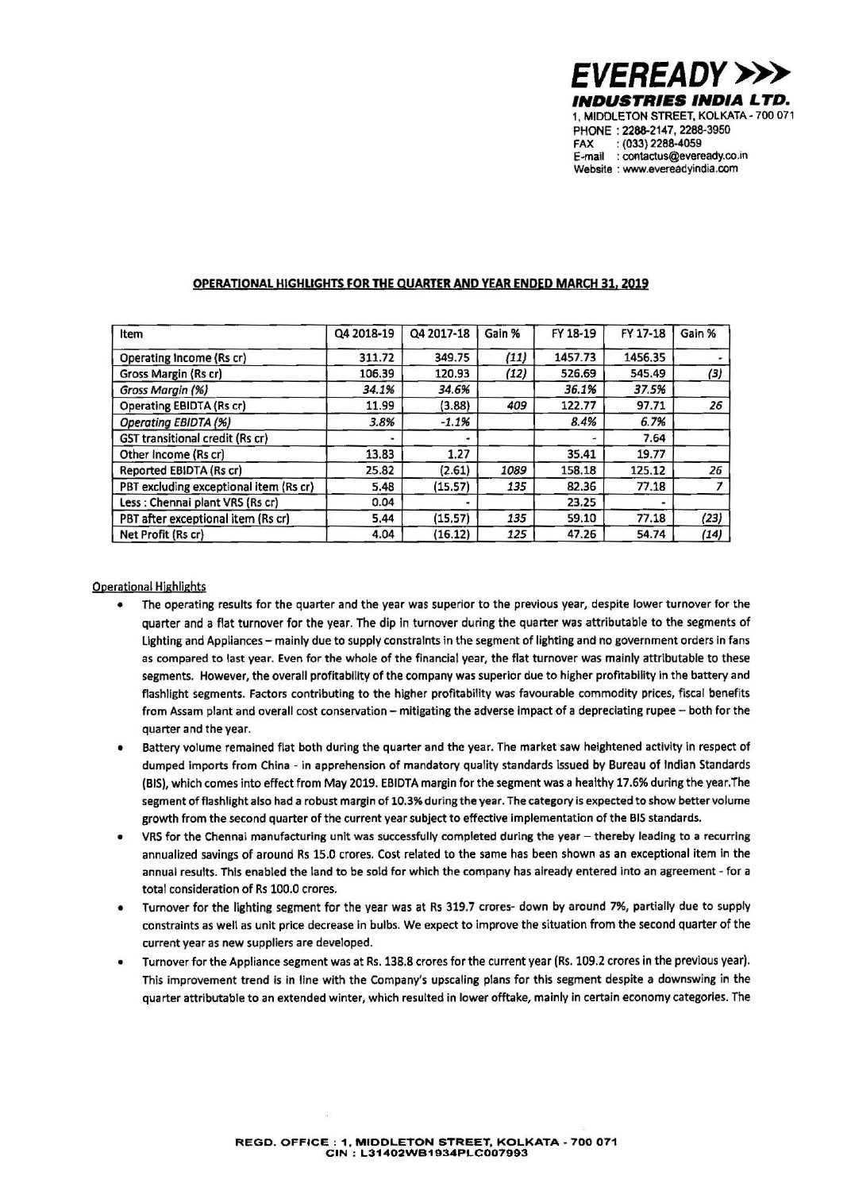**EVEREADY >>>**
**INDUSTRIES INDIA LTD.**
1, MIDDLETON STREET, KOLKATA - 700 071
PHONE : 2288-2147, 2288-3950
FAX : (033) 2288-4059
E-mail : contactus@eveready.co.in
Website : www.evereadyindia.com

## OPERATIONAL HIGHLIGHTS FOR THE QUARTER AND YEAR ENDED MARCH 31, 2019

| Item | Q4 2018-19 | Q4 2017-18 | Gain % | FY 18-19 | FY 17-18 | Gain % |
|---|---|---|---|---|---|---|
| Operating Income (Rs cr) | 311.72 | 349.75 | *(11)* | 1457.73 | 1456.35 | - |
| Gross Margin (Rs cr) | 106.39 | 120.93 | *(12)* | 526.69 | 545.49 | *(3)* |
| *Gross Margin (%)* | *34.1%* | *34.6%* | | *36.1%* | *37.5%* | |
| Operating EBIDTA (Rs cr) | 11.99 | (3.88) | *409* | 122.77 | 97.71 | *26* |
| *Operating EBIDTA (%)* | *3.8%* | *-1.1%* | | *8.4%* | *6.7%* | |
| GST transitional credit (Rs cr) | - | - | | - | 7.64 | |
| Other Income (Rs cr) | 13.83 | 1.27 | | 35.41 | 19.77 | |
| Reported EBIDTA (Rs cr) | 25.82 | (2.61) | *1089* | 158.18 | 125.12 | *26* |
| PBT excluding exceptional item (Rs cr) | 5.48 | (15.57) | *135* | 82.36 | 77.18 | *7* |
| Less : Chennai plant VRS (Rs cr) | 0.04 | - | | 23.25 | - | |
| PBT after exceptional item (Rs cr) | 5.44 | (15.57) | *135* | 59.10 | 77.18 | *(23)* |
| Net Profit (Rs cr) | 4.04 | (16.12) | *125* | 47.26 | 54.74 | *(14)* |

### Operational Highlights

- The operating results for the quarter and the year was superior to the previous year, despite lower turnover for the quarter and a flat turnover for the year. The dip in turnover during the quarter was attributable to the segments of Lighting and Appliances – mainly due to supply constraints in the segment of lighting and no government orders in fans as compared to last year. Even for the whole of the financial year, the flat turnover was mainly attributable to these segments. However, the overall profitability of the company was superior due to higher profitability in the battery and flashlight segments. Factors contributing to the higher profitability was favourable commodity prices, fiscal benefits from Assam plant and overall cost conservation – mitigating the adverse impact of a depreciating rupee – both for the quarter and the year.
- Battery volume remained flat both during the quarter and the year. The market saw heightened activity in respect of dumped imports from China - in apprehension of mandatory quality standards issued by Bureau of Indian Standards (BIS), which comes into effect from May 2019. EBIDTA margin for the segment was a healthy 17.6% during the year.The segment of flashlight also had a robust margin of 10.3% during the year. The category is expected to show better volume growth from the second quarter of the current year subject to effective implementation of the BIS standards.
- VRS for the Chennai manufacturing unit was successfully completed during the year – thereby leading to a recurring annualized savings of around Rs 15.0 crores. Cost related to the same has been shown as an exceptional item in the annual results. This enabled the land to be sold for which the company has already entered into an agreement - for a total consideration of Rs 100.0 crores.
- Turnover for the lighting segment for the year was at Rs 319.7 crores- down by around 7%, partially due to supply constraints as well as unit price decrease in bulbs. We expect to improve the situation from the second quarter of the current year as new suppliers are developed.
- Turnover for the Appliance segment was at Rs. 138.8 crores for the current year (Rs. 109.2 crores in the previous year). This improvement trend is in line with the Company's upscaling plans for this segment despite a downswing in the quarter attributable to an extended winter, which resulted in lower offtake, mainly in certain economy categories. The

REGD. OFFICE : 1, MIDDLETON STREET, KOLKATA - 700 071
CIN : L31402WB1934PLC007993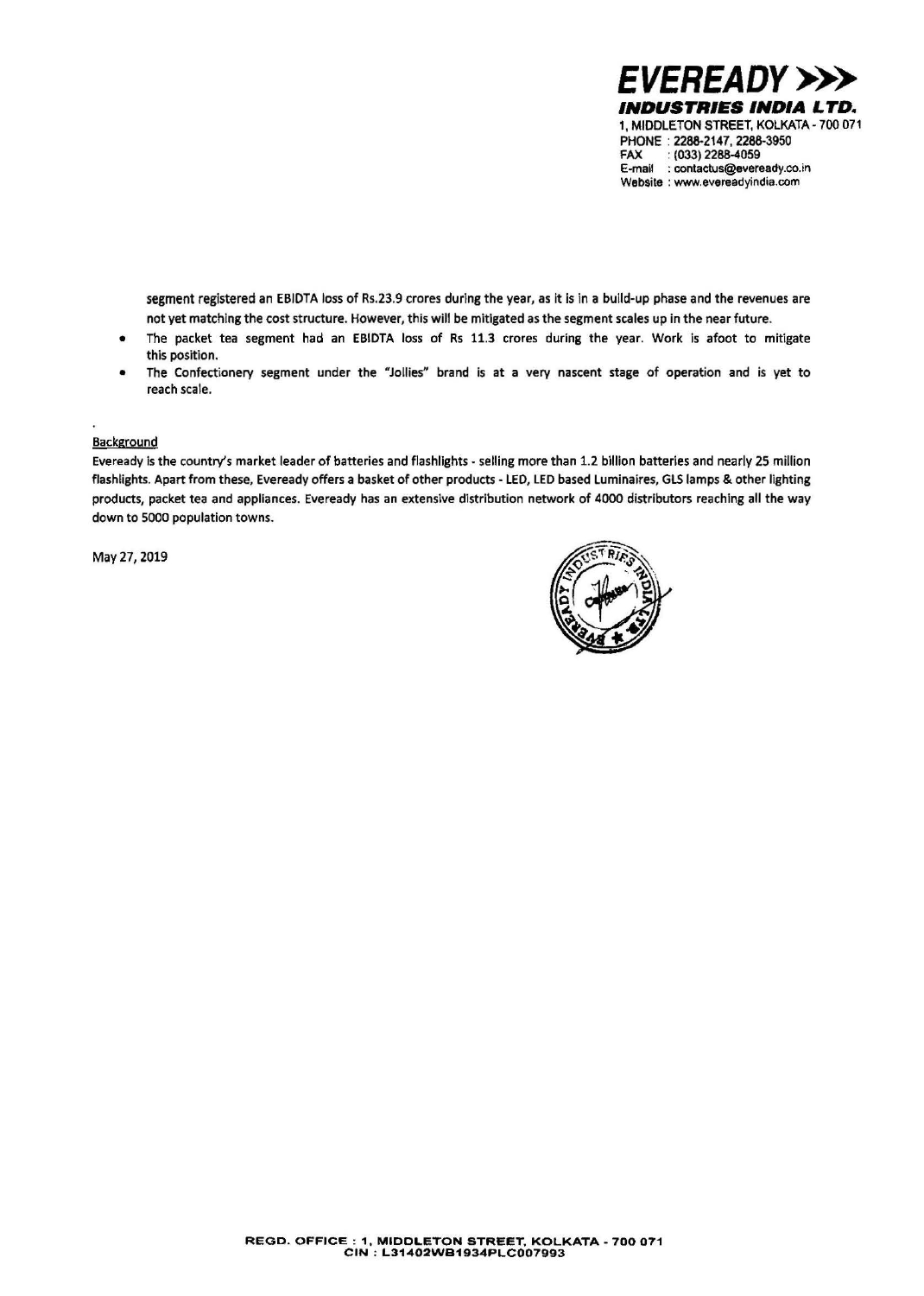segment registered an EBIDTA loss of Rs.23.9 crores during the year, as it is in a build-up phase and the revenues are not yet matching the cost structure. However, this will be mitigated as the segment scales up in the near future.

- The packet tea segment had an EBIDTA loss of Rs 11.3 crores during the year. Work is afoot to mitigate this position.
- The Confectionery segment under the "Jollies" brand is at a very nascent stage of operation and is yet to reach scale.

Background

Eveready is the country's market leader of batteries and flashlights - selling more than 1.2 billion batteries and nearly 25 million flashlights. Apart from these, Eveready offers a basket of other products - LED, LED based Luminaires, GLS lamps & other lighting products, packet tea and appliances. Eveready has an extensive distribution network of 4000 distributors reaching all the way down to 5000 population towns.

May 27, 2019